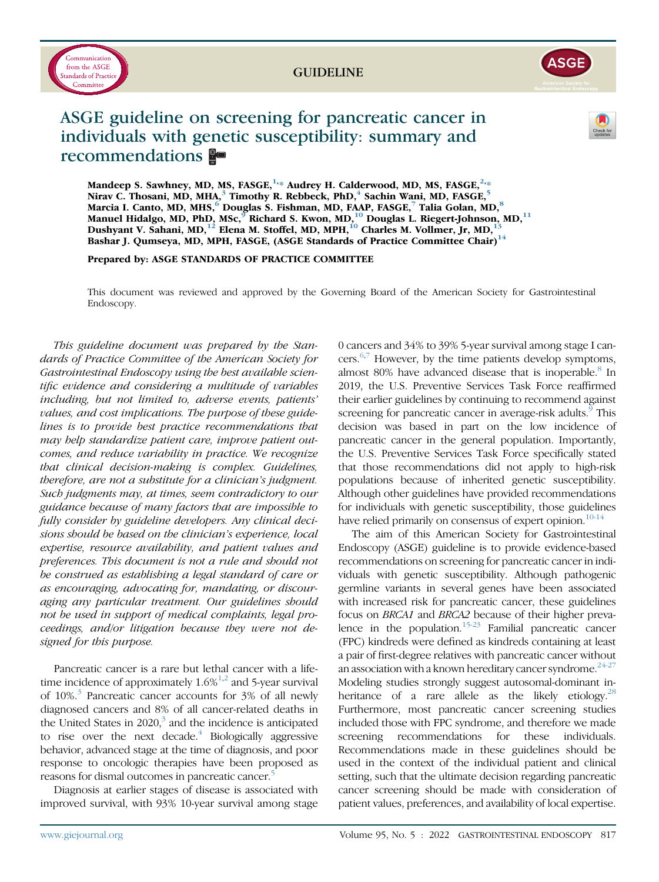GUIDELINE

# ASGE guideline on screening for pancreatic cancer in individuals with genetic susceptibility: summary and recommendations

**Mandeep S. Sawhney, MD, MS, FASGE,[1,*] Audrey H. Calderwood, MD, MS, FASGE,[2,*] Nirav C. Thosani, MD, MHA,[3] Timothy R. Rebbeck, PhD,[4] Sachin Wani, MD, FASGE,[5] Marcia I. Canto, MD, MHS,[6] Douglas S. Fishman, MD, FAAP, FASGE,[7] Talia Golan, MD,[8] Manuel Hidalgo, MD, PhD, MSc,[9] Richard S. Kwon, MD,[10] Douglas L. Riegert-Johnson, MD,[11] Dushyant V. Sahani, MD,[12] Elena M. Stoffel, MD, MPH,[10] Charles M. Vollmer, Jr, MD,[13] Bashar J. Qumseya, MD, MPH, FASGE, (ASGE Standards of Practice Committee Chair)[14]**

**Prepared by: ASGE STANDARDS OF PRACTICE COMMITTEE**

This document was reviewed and approved by the Governing Board of the American Society for Gastrointestinal Endoscopy.

*This guideline document was prepared by the Standards of Practice Committee of the American Society for Gastrointestinal Endoscopy using the best available scientific evidence and considering a multitude of variables including, but not limited to, adverse events, patients' values, and cost implications. The purpose of these guidelines is to provide best practice recommendations that may help standardize patient care, improve patient outcomes, and reduce variability in practice. We recognize that clinical decision-making is complex. Guidelines, therefore, are not a substitute for a clinician's judgment. Such judgments may, at times, seem contradictory to our guidance because of many factors that are impossible to fully consider by guideline developers. Any clinical decisions should be based on the clinician's experience, local expertise, resource availability, and patient values and preferences. This document is not a rule and should not be construed as establishing a legal standard of care or as encouraging, advocating for, mandating, or discouraging any particular treatment. Our guidelines should not be used in support of medical complaints, legal proceedings, and/or litigation because they were not designed for this purpose.*

Pancreatic cancer is a rare but lethal cancer with a lifetime incidence of approximately 1.6%[1,2] and 5-year survival of 10%.[3] Pancreatic cancer accounts for 3% of all newly diagnosed cancers and 8% of all cancer-related deaths in the United States in 2020,[3] and the incidence is anticipated to rise over the next decade.[4] Biologically aggressive behavior, advanced stage at the time of diagnosis, and poor response to oncologic therapies have been proposed as reasons for dismal outcomes in pancreatic cancer.[5]

Diagnosis at earlier stages of disease is associated with improved survival, with 93% 10-year survival among stage 0 cancers and 34% to 39% 5-year survival among stage I cancers.[6,7] However, by the time patients develop symptoms, almost 80% have advanced disease that is inoperable.[8] In 2019, the U.S. Preventive Services Task Force reaffirmed their earlier guidelines by continuing to recommend against screening for pancreatic cancer in average-risk adults.[9] This decision was based in part on the low incidence of pancreatic cancer in the general population. Importantly, the U.S. Preventive Services Task Force specifically stated that those recommendations did not apply to high-risk populations because of inherited genetic susceptibility. Although other guidelines have provided recommendations for individuals with genetic susceptibility, those guidelines have relied primarily on consensus of expert opinion.[10-14]

The aim of this American Society for Gastrointestinal Endoscopy (ASGE) guideline is to provide evidence-based recommendations on screening for pancreatic cancer in individuals with genetic susceptibility. Although pathogenic germline variants in several genes have been associated with increased risk for pancreatic cancer, these guidelines focus on *BRCA1* and *BRCA2* because of their higher prevalence in the population.[15-23] Familial pancreatic cancer (FPC) kindreds were defined as kindreds containing at least a pair of first-degree relatives with pancreatic cancer without an association with a known hereditary cancer syndrome.[24-27] Modeling studies strongly suggest autosomal-dominant inheritance of a rare allele as the likely etiology.[28] Furthermore, most pancreatic cancer screening studies included those with FPC syndrome, and therefore we made screening recommendations for these individuals. Recommendations made in these guidelines should be used in the context of the individual patient and clinical setting, such that the ultimate decision regarding pancreatic cancer screening should be made with consideration of patient values, preferences, and availability of local expertise.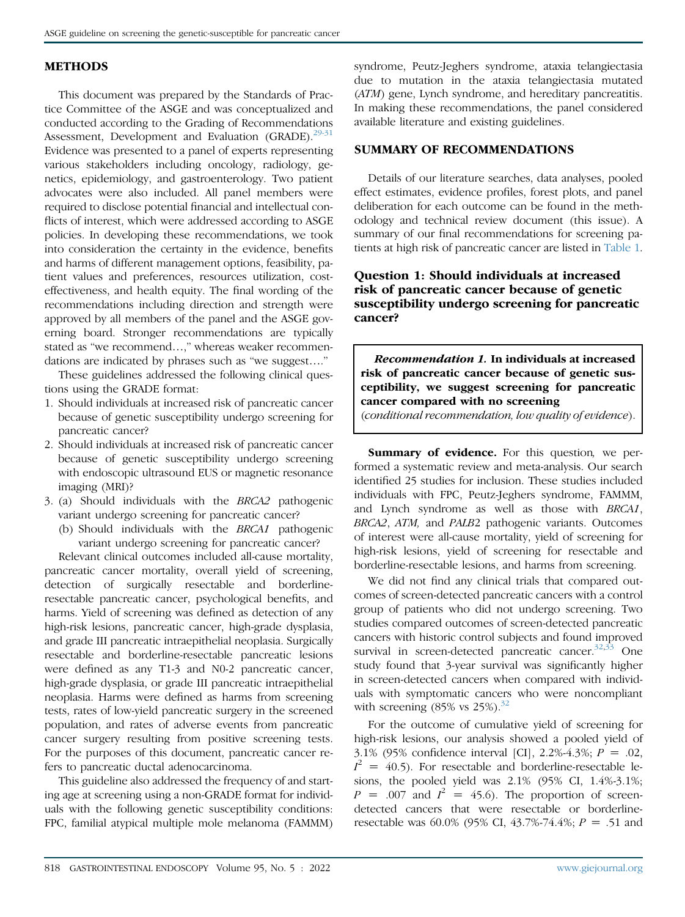## METHODS

This document was prepared by the Standards of Practice Committee of the ASGE and was conceptualized and conducted according to the Grading of Recommendations Assessment, Development and Evaluation (GRADE).[29-31] Evidence was presented to a panel of experts representing various stakeholders including oncology, radiology, genetics, epidemiology, and gastroenterology. Two patient advocates were also included. All panel members were required to disclose potential financial and intellectual conflicts of interest, which were addressed according to ASGE policies. In developing these recommendations, we took into consideration the certainty in the evidence, benefits and harms of different management options, feasibility, patient values and preferences, resources utilization, cost-effectiveness, and health equity. The final wording of the recommendations including direction and strength were approved by all members of the panel and the ASGE governing board. Stronger recommendations are typically stated as "we recommend…," whereas weaker recommendations are indicated by phrases such as "we suggest…."

These guidelines addressed the following clinical questions using the GRADE format:

1. Should individuals at increased risk of pancreatic cancer because of genetic susceptibility undergo screening for pancreatic cancer?
2. Should individuals at increased risk of pancreatic cancer because of genetic susceptibility undergo screening with endoscopic ultrasound EUS or magnetic resonance imaging (MRI)?
3. (a) Should individuals with the *BRCA2* pathogenic variant undergo screening for pancreatic cancer?
   (b) Should individuals with the *BRCA1* pathogenic variant undergo screening for pancreatic cancer?

Relevant clinical outcomes included all-cause mortality, pancreatic cancer mortality, overall yield of screening, detection of surgically resectable and borderline-resectable pancreatic cancer, psychological benefits, and harms. Yield of screening was defined as detection of any high-risk lesions, pancreatic cancer, high-grade dysplasia, and grade III pancreatic intraepithelial neoplasia. Surgically resectable and borderline-resectable pancreatic lesions were defined as any T1-3 and N0-2 pancreatic cancer, high-grade dysplasia, or grade III pancreatic intraepithelial neoplasia. Harms were defined as harms from screening tests, rates of low-yield pancreatic surgery in the screened population, and rates of adverse events from pancreatic cancer surgery resulting from positive screening tests. For the purposes of this document, pancreatic cancer refers to pancreatic ductal adenocarcinoma.

This guideline also addressed the frequency of and starting age at screening using a non-GRADE format for individuals with the following genetic susceptibility conditions: FPC, familial atypical multiple mole melanoma (FAMMM) syndrome, Peutz-Jeghers syndrome, ataxia telangiectasia due to mutation in the ataxia telangiectasia mutated (*ATM*) gene, Lynch syndrome, and hereditary pancreatitis. In making these recommendations, the panel considered available literature and existing guidelines.

## SUMMARY OF RECOMMENDATIONS

Details of our literature searches, data analyses, pooled effect estimates, evidence profiles, forest plots, and panel deliberation for each outcome can be found in the methodology and technical review document (this issue). A summary of our final recommendations for screening patients at high risk of pancreatic cancer are listed in Table 1.

### Question 1: Should individuals at increased risk of pancreatic cancer because of genetic susceptibility undergo screening for pancreatic cancer?

> ***Recommendation 1.* In individuals at increased risk of pancreatic cancer because of genetic susceptibility, we suggest screening for pancreatic cancer compared with no screening** (*conditional recommendation, low quality of evidence*).

**Summary of evidence.** For this question, we performed a systematic review and meta-analysis. Our search identified 25 studies for inclusion. These studies included individuals with FPC, Peutz-Jeghers syndrome, FAMMM, and Lynch syndrome as well as those with *BRCA1*, *BRCA2*, *ATM,* and *PALB2* pathogenic variants. Outcomes of interest were all-cause mortality, yield of screening for high-risk lesions, yield of screening for resectable and borderline-resectable lesions, and harms from screening.

We did not find any clinical trials that compared outcomes of screen-detected pancreatic cancers with a control group of patients who did not undergo screening. Two studies compared outcomes of screen-detected pancreatic cancers with historic control subjects and found improved survival in screen-detected pancreatic cancer.[32,33] One study found that 3-year survival was significantly higher in screen-detected cancers when compared with individuals with symptomatic cancers who were noncompliant with screening (85% vs 25%).[32]

For the outcome of cumulative yield of screening for high-risk lesions, our analysis showed a pooled yield of 3.1% (95% confidence interval [CI], 2.2%-4.3%; $P = .02$, $I^2 = 40.5$). For resectable and borderline-resectable lesions, the pooled yield was 2.1% (95% CI, 1.4%-3.1%; $P = .007$ and $I^2 = 45.6$). The proportion of screen-detected cancers that were resectable or borderline-resectable was 60.0% (95% CI, 43.7%-74.4%; $P = .51$ and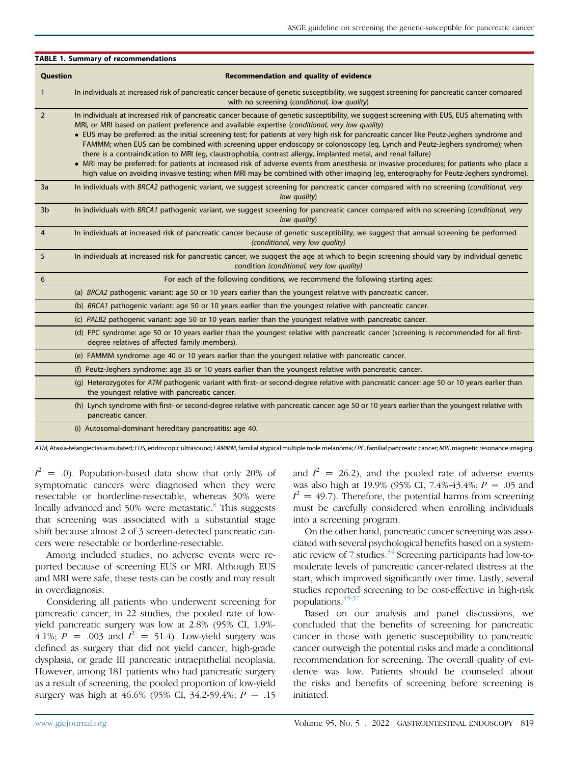**TABLE 1. Summary of recommendations**

| Question | Recommendation and quality of evidence |
|---|---|
| 1 | In individuals at increased risk of pancreatic cancer because of genetic susceptibility, we suggest screening for pancreatic cancer compared with no screening (*conditional, low quality*) |
| 2 | In individuals at increased risk of pancreatic cancer because of genetic susceptibility, we suggest screening with EUS, EUS alternating with MRI, or MRI based on patient preference and available expertise (*conditional, very low quality*)<br>• EUS may be preferred: as the initial screening test; for patients at very high risk for pancreatic cancer like Peutz-Jeghers syndrome and FAMMM; when EUS can be combined with screening upper endoscopy or colonoscopy (eg, Lynch and Peutz-Jeghers syndrome); when there is a contraindication to MRI (eg, claustrophobia, contrast allergy, implanted metal, and renal failure)<br>• MRI may be preferred: for patients at increased risk of adverse events from anesthesia or invasive procedures; for patients who place a high value on avoiding invasive testing; when MRI may be combined with other imaging (eg, enterography for Peutz-Jeghers syndrome). |
| 3a | In individuals with *BRCA2* pathogenic variant, we suggest screening for pancreatic cancer compared with no screening (*conditional, very low quality*) |
| 3b | In individuals with *BRCA1* pathogenic variant, we suggest screening for pancreatic cancer compared with no screening (*conditional, very low quality*) |
| 4 | In individuals at increased risk of pancreatic cancer because of genetic susceptibility, we suggest that annual screening be performed (*conditional, very low quality*) |
| 5 | In individuals at increased risk for pancreatic cancer, we suggest the age at which to begin screening should vary by individual genetic condition (*conditional, very low quality*) |
| 6 | For each of the following conditions, we recommend the following starting ages: |
| | (a) *BRCA2* pathogenic variant: age 50 or 10 years earlier than the youngest relative with pancreatic cancer. |
| | (b) *BRCA1* pathogenic variant: age 50 or 10 years earlier than the youngest relative with pancreatic cancer. |
| | (c) *PALB2* pathogenic variant: age 50 or 10 years earlier than the youngest relative with pancreatic cancer. |
| | (d) FPC syndrome: age 50 or 10 years earlier than the youngest relative with pancreatic cancer (screening is recommended for all first-degree relatives of affected family members). |
| | (e) FAMMM syndrome: age 40 or 10 years earlier than the youngest relative with pancreatic cancer. |
| | (f) Peutz-Jeghers syndrome: age 35 or 10 years earlier than the youngest relative with pancreatic cancer. |
| | (g) Heterozygotes for *ATM* pathogenic variant with first- or second-degree relative with pancreatic cancer: age 50 or 10 years earlier than the youngest relative with pancreatic cancer. |
| | (h) Lynch syndrome with first- or second-degree relative with pancreatic cancer: age 50 or 10 years earlier than the youngest relative with pancreatic cancer. |
| | (i) Autosomal-dominant hereditary pancreatitis: age 40. |

*ATM*, Ataxia-telangiectasia mutated; *EUS*, endoscopic ultrasound; *FAMMM*, familial atypical multiple mole melanoma; *FPC*, familial pancreatic cancer; *MRI*, magnetic resonance imaging.

$I^2 = .0$). Population-based data show that only 20% of symptomatic cancers were diagnosed when they were resectable or borderline-resectable, whereas 30% were locally advanced and 50% were metastatic.[8] This suggests that screening was associated with a substantial stage shift because almost 2 of 3 screen-detected pancreatic cancers were resectable or borderline-resectable.

Among included studies, no adverse events were reported because of screening EUS or MRI. Although EUS and MRI were safe, these tests can be costly and may result in overdiagnosis.

Considering all patients who underwent screening for pancreatic cancer, in 22 studies, the pooled rate of low-yield pancreatic surgery was low at 2.8% (95% CI, 1.9%-4.1%; $P = .003$ and $I^2 = 51.4$). Low-yield surgery was defined as surgery that did not yield cancer, high-grade dysplasia, or grade III pancreatic intraepithelial neoplasia. However, among 181 patients who had pancreatic surgery as a result of screening, the pooled proportion of low-yield surgery was high at 46.6% (95% CI, 34.2-59.4%; $P = .15$ and $I^2 = 26.2$), and the pooled rate of adverse events was also high at 19.9% (95% CI, 7.4%-43.4%; $P = .05$ and $I^2 = 49.7$). Therefore, the potential harms from screening must be carefully considered when enrolling individuals into a screening program.

On the other hand, pancreatic cancer screening was associated with several psychological benefits based on a systematic review of 7 studies.[34] Screening participants had low-to-moderate levels of pancreatic cancer-related distress at the start, which improved significantly over time. Lastly, several studies reported screening to be cost-effective in high-risk populations.[35-37]

Based on our analysis and panel discussions, we concluded that the benefits of screening for pancreatic cancer in those with genetic susceptibility to pancreatic cancer outweigh the potential risks and made a conditional recommendation for screening. The overall quality of evidence was low. Patients should be counseled about the risks and benefits of screening before screening is initiated.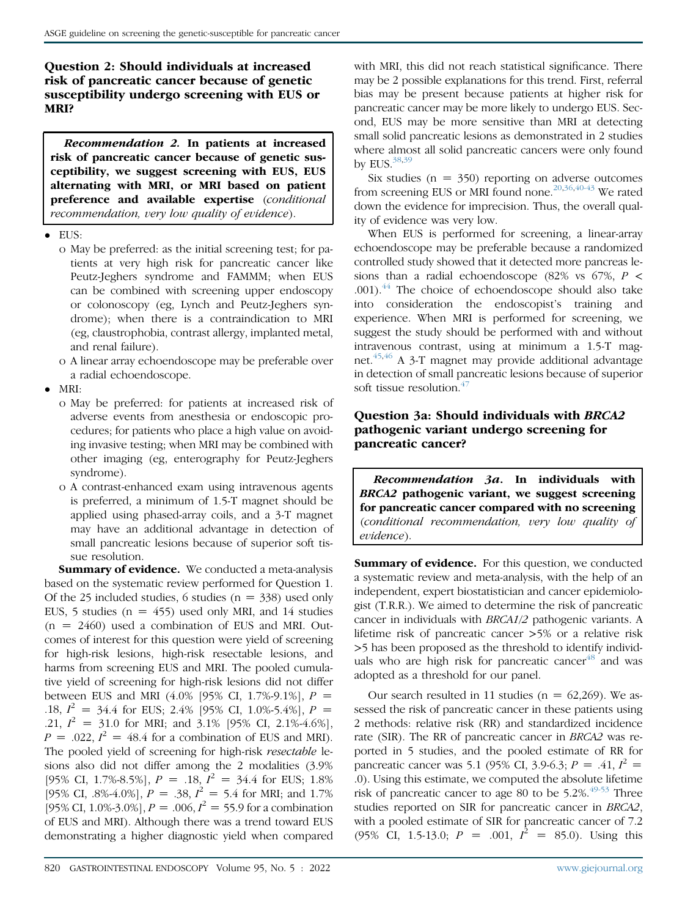### Question 2: Should individuals at increased risk of pancreatic cancer because of genetic susceptibility undergo screening with EUS or MRI?

> ***Recommendation 2.*** **In patients at increased risk of pancreatic cancer because of genetic susceptibility, we suggest screening with EUS, EUS alternating with MRI, or MRI based on patient preference and available expertise** (*conditional recommendation, very low quality of evidence*).

- EUS:
  - May be preferred: as the initial screening test; for patients at very high risk for pancreatic cancer like Peutz-Jeghers syndrome and FAMMM; when EUS can be combined with screening upper endoscopy or colonoscopy (eg, Lynch and Peutz-Jeghers syndrome); when there is a contraindication to MRI (eg, claustrophobia, contrast allergy, implanted metal, and renal failure).
  - A linear array echoendoscope may be preferable over a radial echoendoscope.
- MRI:
  - May be preferred: for patients at increased risk of adverse events from anesthesia or endoscopic procedures; for patients who place a high value on avoiding invasive testing; when MRI may be combined with other imaging (eg, enterography for Peutz-Jeghers syndrome).
  - A contrast-enhanced exam using intravenous agents is preferred, a minimum of 1.5-T magnet should be applied using phased-array coils, and a 3-T magnet may have an additional advantage in detection of small pancreatic lesions because of superior soft tissue resolution.

**Summary of evidence.** We conducted a meta-analysis based on the systematic review performed for Question 1. Of the 25 included studies, 6 studies (n = 338) used only EUS, 5 studies (n = 455) used only MRI, and 14 studies (n = 2460) used a combination of EUS and MRI. Outcomes of interest for this question were yield of screening for high-risk lesions, high-risk resectable lesions, and harms from screening EUS and MRI. The pooled cumulative yield of screening for high-risk lesions did not differ between EUS and MRI (4.0% [95% CI, 1.7%-9.1%], $P = .18$, $I^2 = 34.4$ for EUS; 2.4% [95% CI, 1.0%-5.4%], $P = .21$, $I^2 = 31.0$ for MRI; and 3.1% [95% CI, 2.1%-4.6%], $P = .022$, $I^2 = 48.4$ for a combination of EUS and MRI). The pooled yield of screening for high-risk *resectable* lesions also did not differ among the 2 modalities (3.9% [95% CI, 1.7%-8.5%], $P = .18$, $I^2 = 34.4$ for EUS; 1.8% [95% CI, .8%-4.0%], $P = .38$, $I^2 = 5.4$ for MRI; and 1.7% [95% CI, 1.0%-3.0%], $P = .006$, $I^2 = 55.9$ for a combination of EUS and MRI). Although there was a trend toward EUS demonstrating a higher diagnostic yield when compared with MRI, this did not reach statistical significance. There may be 2 possible explanations for this trend. First, referral bias may be present because patients at higher risk for pancreatic cancer may be more likely to undergo EUS. Second, EUS may be more sensitive than MRI at detecting small solid pancreatic lesions as demonstrated in 2 studies where almost all solid pancreatic cancers were only found by EUS.[38,39]

Six studies (n = 350) reporting on adverse outcomes from screening EUS or MRI found none.[20,36,40-43] We rated down the evidence for imprecision. Thus, the overall quality of evidence was very low.

When EUS is performed for screening, a linear-array echoendoscope may be preferable because a randomized controlled study showed that it detected more pancreas lesions than a radial echoendoscope (82% vs 67%, $P < .001$).[44] The choice of echoendoscope should also take into consideration the endoscopist's training and experience. When MRI is performed for screening, we suggest the study should be performed with and without intravenous contrast, using at minimum a 1.5-T magnet.[45,46] A 3-T magnet may provide additional advantage in detection of small pancreatic lesions because of superior soft tissue resolution.[47]

### Question 3a: Should individuals with *BRCA2* pathogenic variant undergo screening for pancreatic cancer?

> ***Recommendation 3a.*** **In individuals with *BRCA2* pathogenic variant, we suggest screening for pancreatic cancer compared with no screening** (*conditional recommendation, very low quality of evidence*).

**Summary of evidence.** For this question, we conducted a systematic review and meta-analysis, with the help of an independent, expert biostatistician and cancer epidemiologist (T.R.R.). We aimed to determine the risk of pancreatic cancer in individuals with *BRCA1/2* pathogenic variants. A lifetime risk of pancreatic cancer >5% or a relative risk >5 has been proposed as the threshold to identify individuals who are high risk for pancreatic cancer[48] and was adopted as a threshold for our panel.

Our search resulted in 11 studies (n = 62,269). We assessed the risk of pancreatic cancer in these patients using 2 methods: relative risk (RR) and standardized incidence rate (SIR). The RR of pancreatic cancer in *BRCA2* was reported in 5 studies, and the pooled estimate of RR for pancreatic cancer was 5.1 (95% CI, 3.9-6.3; $P = .41$, $I^2 = .0$). Using this estimate, we computed the absolute lifetime risk of pancreatic cancer to age 80 to be 5.2%.[49-53] Three studies reported on SIR for pancreatic cancer in *BRCA2*, with a pooled estimate of SIR for pancreatic cancer of 7.2 (95% CI, 1.5-13.0; $P = .001$, $I^2 = 85.0$). Using this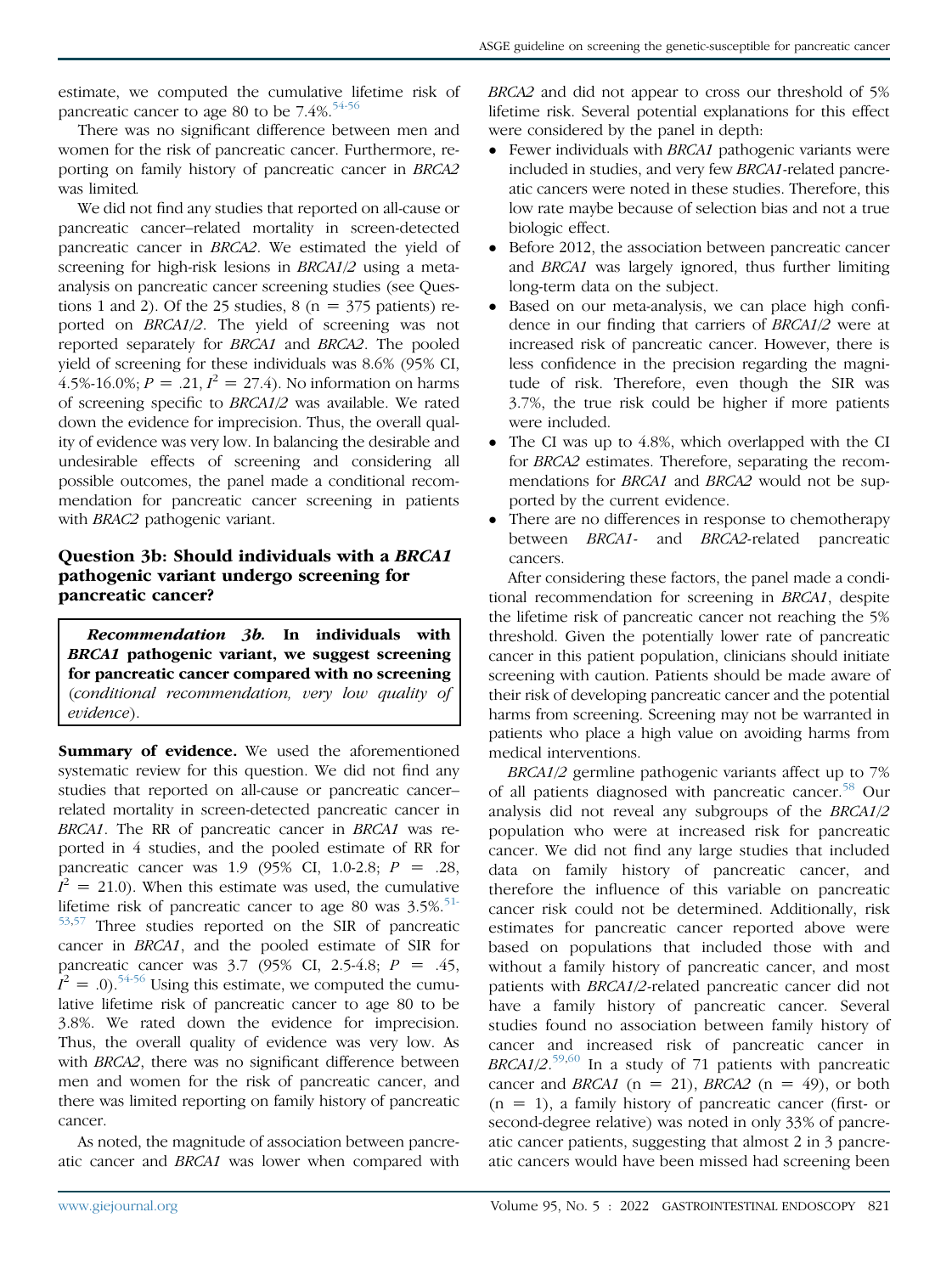estimate, we computed the cumulative lifetime risk of pancreatic cancer to age 80 to be 7.4%.[54-56]

There was no significant difference between men and women for the risk of pancreatic cancer. Furthermore, reporting on family history of pancreatic cancer in *BRCA2* was limited.

We did not find any studies that reported on all-cause or pancreatic cancer–related mortality in screen-detected pancreatic cancer in *BRCA2*. We estimated the yield of screening for high-risk lesions in *BRCA1/2* using a meta-analysis on pancreatic cancer screening studies (see Questions 1 and 2). Of the 25 studies, 8 (n = 375 patients) reported on *BRCA1/2*. The yield of screening was not reported separately for *BRCA1* and *BRCA2*. The pooled yield of screening for these individuals was 8.6% (95% CI, 4.5%-16.0%; $P = .21$, $I^2 = 27.4$). No information on harms of screening specific to *BRCA1/2* was available. We rated down the evidence for imprecision. Thus, the overall quality of evidence was very low. In balancing the desirable and undesirable effects of screening and considering all possible outcomes, the panel made a conditional recommendation for pancreatic cancer screening in patients with *BRAC2* pathogenic variant.

### Question 3b: Should individuals with a *BRCA1* pathogenic variant undergo screening for pancreatic cancer?

> ***Recommendation 3b.*** **In individuals with *BRCA1* pathogenic variant, we suggest screening for pancreatic cancer compared with no screening** (*conditional recommendation, very low quality of evidence*).

**Summary of evidence.** We used the aforementioned systematic review for this question. We did not find any studies that reported on all-cause or pancreatic cancer–related mortality in screen-detected pancreatic cancer in *BRCA1*. The RR of pancreatic cancer in *BRCA1* was reported in 4 studies, and the pooled estimate of RR for pancreatic cancer was 1.9 (95% CI, 1.0-2.8; $P = .28$, $I^2 = 21.0$). When this estimate was used, the cumulative lifetime risk of pancreatic cancer to age 80 was 3.5%.[51-53,57] Three studies reported on the SIR of pancreatic cancer in *BRCA1*, and the pooled estimate of SIR for pancreatic cancer was 3.7 (95% CI, 2.5-4.8; $P = .45$, $I^2 = .0$).[54-56] Using this estimate, we computed the cumulative lifetime risk of pancreatic cancer to age 80 to be 3.8%. We rated down the evidence for imprecision. Thus, the overall quality of evidence was very low. As with *BRCA2*, there was no significant difference between men and women for the risk of pancreatic cancer, and there was limited reporting on family history of pancreatic cancer.

As noted, the magnitude of association between pancreatic cancer and *BRCA1* was lower when compared with *BRCA2* and did not appear to cross our threshold of 5% lifetime risk. Several potential explanations for this effect were considered by the panel in depth:

- Fewer individuals with *BRCA1* pathogenic variants were included in studies, and very few *BRCA1*-related pancreatic cancers were noted in these studies. Therefore, this low rate maybe because of selection bias and not a true biologic effect.
- Before 2012, the association between pancreatic cancer and *BRCA1* was largely ignored, thus further limiting long-term data on the subject.
- Based on our meta-analysis, we can place high confidence in our finding that carriers of *BRCA1/2* were at increased risk of pancreatic cancer. However, there is less confidence in the precision regarding the magnitude of risk. Therefore, even though the SIR was 3.7%, the true risk could be higher if more patients were included.
- The CI was up to 4.8%, which overlapped with the CI for *BRCA2* estimates. Therefore, separating the recommendations for *BRCA1* and *BRCA2* would not be supported by the current evidence.
- There are no differences in response to chemotherapy between *BRCA1*- and *BRCA2*-related pancreatic cancers.

After considering these factors, the panel made a conditional recommendation for screening in *BRCA1*, despite the lifetime risk of pancreatic cancer not reaching the 5% threshold. Given the potentially lower rate of pancreatic cancer in this patient population, clinicians should initiate screening with caution. Patients should be made aware of their risk of developing pancreatic cancer and the potential harms from screening. Screening may not be warranted in patients who place a high value on avoiding harms from medical interventions.

*BRCA1/2* germline pathogenic variants affect up to 7% of all patients diagnosed with pancreatic cancer.[58] Our analysis did not reveal any subgroups of the *BRCA1/2* population who were at increased risk for pancreatic cancer. We did not find any large studies that included data on family history of pancreatic cancer, and therefore the influence of this variable on pancreatic cancer risk could not be determined. Additionally, risk estimates for pancreatic cancer reported above were based on populations that included those with and without a family history of pancreatic cancer, and most patients with *BRCA1/2*-related pancreatic cancer did not have a family history of pancreatic cancer. Several studies found no association between family history of cancer and increased risk of pancreatic cancer in *BRCA1/2*.[59,60] In a study of 71 patients with pancreatic cancer and *BRCA1* (n = 21), *BRCA2* (n = 49), or both (n = 1), a family history of pancreatic cancer (first- or second-degree relative) was noted in only 33% of pancreatic cancer patients, suggesting that almost 2 in 3 pancreatic cancers would have been missed had screening been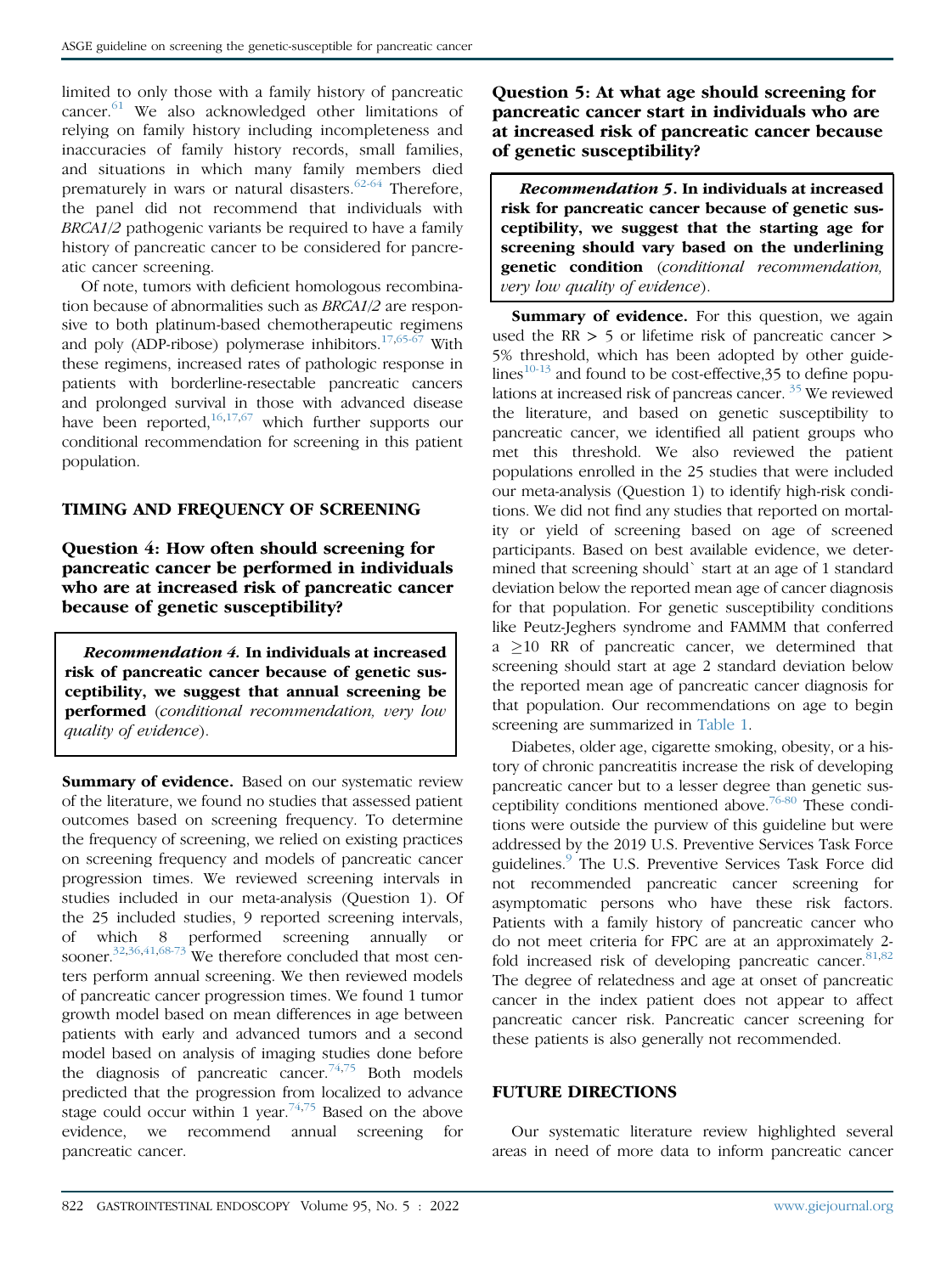limited to only those with a family history of pancreatic cancer.[61] We also acknowledged other limitations of relying on family history including incompleteness and inaccuracies of family history records, small families, and situations in which many family members died prematurely in wars or natural disasters.[62-64] Therefore, the panel did not recommend that individuals with *BRCA1/2* pathogenic variants be required to have a family history of pancreatic cancer to be considered for pancreatic cancer screening.

Of note, tumors with deficient homologous recombination because of abnormalities such as *BRCA1/2* are responsive to both platinum-based chemotherapeutic regimens and poly (ADP-ribose) polymerase inhibitors.[17,65-67] With these regimens, increased rates of pathologic response in patients with borderline-resectable pancreatic cancers and prolonged survival in those with advanced disease have been reported,[16,17,67] which further supports our conditional recommendation for screening in this patient population.

## TIMING AND FREQUENCY OF SCREENING

### Question 4: How often should screening for pancreatic cancer be performed in individuals who are at increased risk of pancreatic cancer because of genetic susceptibility?

> ***Recommendation 4.* In individuals at increased risk of pancreatic cancer because of genetic susceptibility, we suggest that annual screening be performed** (*conditional recommendation, very low quality of evidence*).

**Summary of evidence.** Based on our systematic review of the literature, we found no studies that assessed patient outcomes based on screening frequency. To determine the frequency of screening, we relied on existing practices on screening frequency and models of pancreatic cancer progression times. We reviewed screening intervals in studies included in our meta-analysis (Question 1). Of the 25 included studies, 9 reported screening intervals, of which 8 performed screening annually or sooner.[32,36,41,68-73] We therefore concluded that most centers perform annual screening. We then reviewed models of pancreatic cancer progression times. We found 1 tumor growth model based on mean differences in age between patients with early and advanced tumors and a second model based on analysis of imaging studies done before the diagnosis of pancreatic cancer.[74,75] Both models predicted that the progression from localized to advance stage could occur within 1 year.[74,75] Based on the above evidence, we recommend annual screening for pancreatic cancer.

### Question 5: At what age should screening for pancreatic cancer start in individuals who are at increased risk of pancreatic cancer because of genetic susceptibility?

> ***Recommendation 5*. In individuals at increased risk for pancreatic cancer because of genetic susceptibility, we suggest that the starting age for screening should vary based on the underlining genetic condition** (*conditional recommendation, very low quality of evidence*).

**Summary of evidence.** For this question, we again used the RR > 5 or lifetime risk of pancreatic cancer > 5% threshold, which has been adopted by other guidelines[10-13] and found to be cost-effective,35 to define populations at increased risk of pancreas cancer. [35] We reviewed the literature, and based on genetic susceptibility to pancreatic cancer, we identified all patient groups who met this threshold. We also reviewed the patient populations enrolled in the 25 studies that were included our meta-analysis (Question 1) to identify high-risk conditions. We did not find any studies that reported on mortality or yield of screening based on age of screened participants. Based on best available evidence, we determined that screening should` start at an age of 1 standard deviation below the reported mean age of cancer diagnosis for that population. For genetic susceptibility conditions like Peutz-Jeghers syndrome and FAMMM that conferred a $\geq$10 RR of pancreatic cancer, we determined that screening should start at age 2 standard deviation below the reported mean age of pancreatic cancer diagnosis for that population. Our recommendations on age to begin screening are summarized in Table 1.

Diabetes, older age, cigarette smoking, obesity, or a history of chronic pancreatitis increase the risk of developing pancreatic cancer but to a lesser degree than genetic susceptibility conditions mentioned above.[76-80] These conditions were outside the purview of this guideline but were addressed by the 2019 U.S. Preventive Services Task Force guidelines.[9] The U.S. Preventive Services Task Force did not recommended pancreatic cancer screening for asymptomatic persons who have these risk factors. Patients with a family history of pancreatic cancer who do not meet criteria for FPC are at an approximately 2-fold increased risk of developing pancreatic cancer.[81,82] The degree of relatedness and age at onset of pancreatic cancer in the index patient does not appear to affect pancreatic cancer risk. Pancreatic cancer screening for these patients is also generally not recommended.

## FUTURE DIRECTIONS

Our systematic literature review highlighted several areas in need of more data to inform pancreatic cancer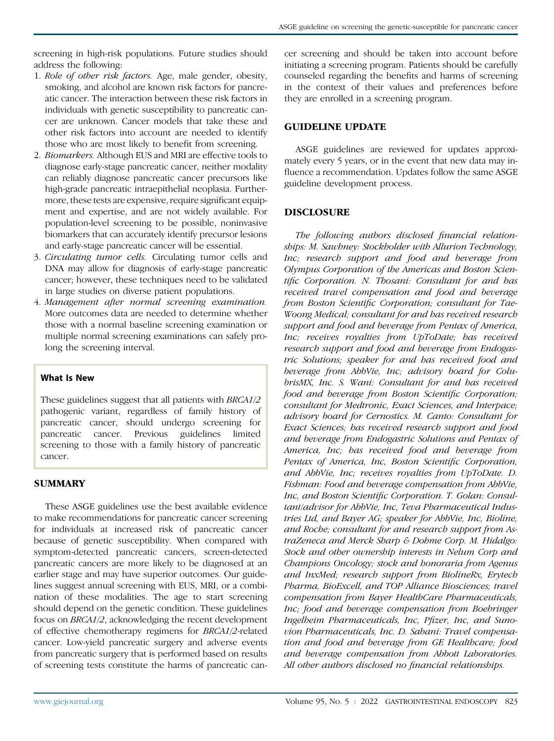screening in high-risk populations. Future studies should address the following:

1. *Role of other risk factors.* Age, male gender, obesity, smoking, and alcohol are known risk factors for pancreatic cancer. The interaction between these risk factors in individuals with genetic susceptibility to pancreatic cancer are unknown. Cancer models that take these and other risk factors into account are needed to identify those who are most likely to benefit from screening.
2. *Biomarkers.* Although EUS and MRI are effective tools to diagnose early-stage pancreatic cancer, neither modality can reliably diagnose pancreatic cancer precursors like high-grade pancreatic intraepithelial neoplasia. Furthermore, these tests are expensive, require significant equipment and expertise, and are not widely available. For population-level screening to be possible, noninvasive biomarkers that can accurately identify precursor lesions and early-stage pancreatic cancer will be essential.
3. *Circulating tumor cells.* Circulating tumor cells and DNA may allow for diagnosis of early-stage pancreatic cancer; however, these techniques need to be validated in large studies on diverse patient populations.
4. *Management after normal screening examination.* More outcomes data are needed to determine whether those with a normal baseline screening examination or multiple normal screening examinations can safely prolong the screening interval.

**What Is New**

These guidelines suggest that all patients with *BRCA1/2* pathogenic variant, regardless of family history of pancreatic cancer, should undergo screening for pancreatic cancer. Previous guidelines limited screening to those with a family history of pancreatic cancer.

## SUMMARY

These ASGE guidelines use the best available evidence to make recommendations for pancreatic cancer screening for individuals at increased risk of pancreatic cancer because of genetic susceptibility. When compared with symptom-detected pancreatic cancers, screen-detected pancreatic cancers are more likely to be diagnosed at an earlier stage and may have superior outcomes. Our guidelines suggest annual screening with EUS, MRI, or a combination of these modalities. The age to start screening should depend on the genetic condition. These guidelines focus on *BRCA1/2*, acknowledging the recent development of effective chemotherapy regimens for *BRCA1/2*-related cancer. Low-yield pancreatic surgery and adverse events from pancreatic surgery that is performed based on results of screening tests constitute the harms of pancreatic cancer screening and should be taken into account before initiating a screening program. Patients should be carefully counseled regarding the benefits and harms of screening in the context of their values and preferences before they are enrolled in a screening program.

## GUIDELINE UPDATE

ASGE guidelines are reviewed for updates approximately every 5 years, or in the event that new data may influence a recommendation. Updates follow the same ASGE guideline development process.

## DISCLOSURE

*The following authors disclosed financial relationships: M. Sawhney: Stockholder with Allurion Technology, Inc; research support and food and beverage from Olympus Corporation of the Americas and Boston Scientific Corporation. N. Thosani: Consultant for and has received travel compensation and food and beverage from Boston Scientific Corporation; consultant for Tae-Woong Medical; consultant for and has received research support and food and beverage from Pentax of America, Inc; receives royalties from UpToDate; has received research support and food and beverage from Endogastric Solutions; speaker for and has received food and beverage from AbbVie, Inc; advisory board for ColubrisMX, Inc. S. Wani: Consultant for and has received food and beverage from Boston Scientific Corporation; consultant for Medtronic, Exact Sciences, and Interpace; advisory board for Cernostics. M. Canto: Consultant for Exact Sciences; has received research support and food and beverage from Endogastric Solutions and Pentax of America, Inc; has received food and beverage from Pentax of America, Inc, Boston Scientific Corporation, and AbbVie, Inc; receives royalties from UpToDate. D. Fishman: Food and beverage compensation from AbbVie, Inc, and Boston Scientific Corporation. T. Golan: Consultant/advisor for AbbVie, Inc, Teva Pharmaceutical Industries Ltd, and Bayer AG; speaker for AbbVie, Inc, Bioline, and Roche; consultant for and research support from AstraZeneca and Merck Sharp & Dohme Corp. M. Hidalgo: Stock and other ownership interests in Nelum Corp and Champions Oncology; stock and honoraria from Agenus and InxMed; research support from BiolineRx, Erytech Pharma, BioExcell, and TOP Alliance Biosciences; travel compensation from Bayer HealthCare Pharmaceuticals, Inc; food and beverage compensation from Boehringer Ingelheim Pharmaceuticals, Inc, Pfizer, Inc, and Sunovion Pharmaceuticals, Inc. D. Sahani: Travel compensation and food and beverage from GE Healthcare; food and beverage compensation from Abbott Laboratories. All other authors disclosed no financial relationships.*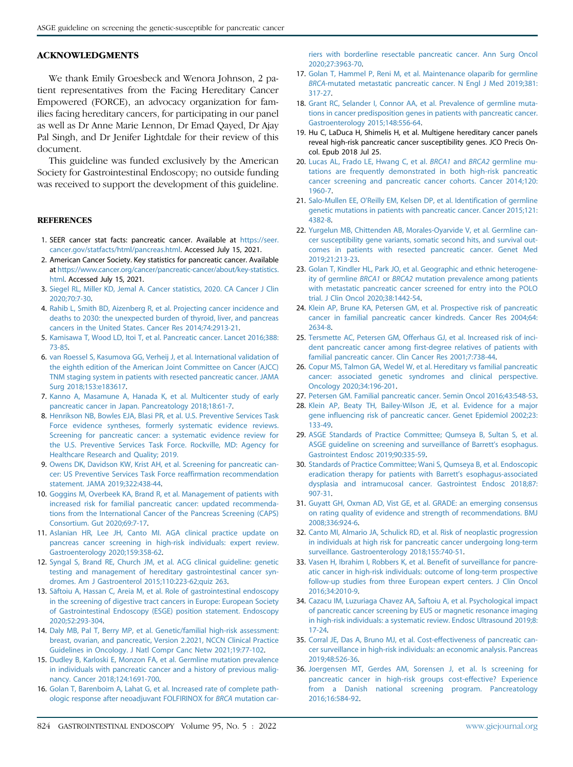## ACKNOWLEDGMENTS

We thank Emily Groesbeck and Wenora Johnson, 2 patient representatives from the Facing Hereditary Cancer Empowered (FORCE), an advocacy organization for families facing hereditary cancers, for participating in our panel as well as Dr Anne Marie Lennon, Dr Emad Qayed, Dr Ajay Pal Singh, and Dr Jenifer Lightdale for their review of this document.

This guideline was funded exclusively by the American Society for Gastrointestinal Endoscopy; no outside funding was received to support the development of this guideline.

## REFERENCES

1. SEER cancer stat facts: pancreatic cancer. Available at https://seer.cancer.gov/statfacts/html/pancreas.html. Accessed July 15, 2021.
2. American Cancer Society. Key statistics for pancreatic cancer. Available at https://www.cancer.org/cancer/pancreatic-cancer/about/key-statistics.html. Accessed July 15, 2021.
3. Siegel RL, Miller KD, Jemal A. Cancer statistics, 2020. CA Cancer J Clin 2020;70:7-30.
4. Rahib L, Smith BD, Aizenberg R, et al. Projecting cancer incidence and deaths to 2030: the unexpected burden of thyroid, liver, and pancreas cancers in the United States. Cancer Res 2014;74:2913-21.
5. Kamisawa T, Wood LD, Itoi T, et al. Pancreatic cancer. Lancet 2016;388:73-85.
6. van Roessel S, Kasumova GG, Verheij J, et al. International validation of the eighth edition of the American Joint Committee on Cancer (AJCC) TNM staging system in patients with resected pancreatic cancer. JAMA Surg 2018;153:e183617.
7. Kanno A, Masamune A, Hanada K, et al. Multicenter study of early pancreatic cancer in Japan. Pancreatology 2018;18:61-7.
8. Henrikson NB, Bowles EJA, Blasi PR, et al. U.S. Preventive Services Task Force evidence syntheses, formerly systematic evidence reviews. Screening for pancreatic cancer: a systematic evidence review for the U.S. Preventive Services Task Force. Rockville, MD: Agency for Healthcare Research and Quality; 2019.
9. Owens DK, Davidson KW, Krist AH, et al. Screening for pancreatic cancer: US Preventive Services Task Force reaffirmation recommendation statement. JAMA 2019;322:438-44.
10. Goggins M, Overbeek KA, Brand R, et al. Management of patients with increased risk for familial pancreatic cancer: updated recommendations from the International Cancer of the Pancreas Screening (CAPS) Consortium. Gut 2020;69:7-17.
11. Aslanian HR, Lee JH, Canto MI. AGA clinical practice update on pancreas cancer screening in high-risk individuals: expert review. Gastroenterology 2020;159:358-62.
12. Syngal S, Brand RE, Church JM, et al. ACG clinical guideline: genetic testing and management of hereditary gastrointestinal cancer syndromes. Am J Gastroenterol 2015;110:223-62;quiz 263.
13. Săftoiu A, Hassan C, Areia M, et al. Role of gastrointestinal endoscopy in the screening of digestive tract cancers in Europe: European Society of Gastrointestinal Endoscopy (ESGE) position statement. Endoscopy 2020;52:293-304.
14. Daly MB, Pal T, Berry MP, et al. Genetic/familial high-risk assessment: breast, ovarian, and pancreatic, Version 2.2021, NCCN Clinical Practice Guidelines in Oncology. J Natl Compr Canc Netw 2021;19:77-102.
15. Dudley B, Karloski E, Monzon FA, et al. Germline mutation prevalence in individuals with pancreatic cancer and a history of previous malignancy. Cancer 2018;124:1691-700.
16. Golan T, Barenboim A, Lahat G, et al. Increased rate of complete pathologic response after neoadjuvant FOLFIRINOX for *BRCA* mutation carriers with borderline resectable pancreatic cancer. Ann Surg Oncol 2020;27:3963-70.
17. Golan T, Hammel P, Reni M, et al. Maintenance olaparib for germline *BRCA*-mutated metastatic pancreatic cancer. N Engl J Med 2019;381:317-27.
18. Grant RC, Selander I, Connor AA, et al. Prevalence of germline mutations in cancer predisposition genes in patients with pancreatic cancer. Gastroenterology 2015;148:556-64.
19. Hu C, LaDuca H, Shimelis H, et al. Multigene hereditary cancer panels reveal high-risk pancreatic cancer susceptibility genes. JCO Precis Oncol. Epub 2018 Jul 25.
20. Lucas AL, Frado LE, Hwang C, et al. *BRCA1* and *BRCA2* germline mutations are frequently demonstrated in both high-risk pancreatic cancer screening and pancreatic cancer cohorts. Cancer 2014;120:1960-7.
21. Salo-Mullen EE, O'Reilly EM, Kelsen DP, et al. Identification of germline genetic mutations in patients with pancreatic cancer. Cancer 2015;121:4382-8.
22. Yurgelun MB, Chittenden AB, Morales-Oyarvide V, et al. Germline cancer susceptibility gene variants, somatic second hits, and survival outcomes in patients with resected pancreatic cancer. Genet Med 2019;21:213-23.
23. Golan T, Kindler HL, Park JO, et al. Geographic and ethnic heterogeneity of germline *BRCA1* or *BRCA2* mutation prevalence among patients with metastatic pancreatic cancer screened for entry into the POLO trial. J Clin Oncol 2020;38:1442-54.
24. Klein AP, Brune KA, Petersen GM, et al. Prospective risk of pancreatic cancer in familial pancreatic cancer kindreds. Cancer Res 2004;64:2634-8.
25. Tersmette AC, Petersen GM, Offerhaus GJ, et al. Increased risk of incident pancreatic cancer among first-degree relatives of patients with familial pancreatic cancer. Clin Cancer Res 2001;7:738-44.
26. Copur MS, Talmon GA, Wedel W, et al. Hereditary vs familial pancreatic cancer: associated genetic syndromes and clinical perspective. Oncology 2020;34:196-201.
27. Petersen GM. Familial pancreatic cancer. Semin Oncol 2016;43:548-53.
28. Klein AP, Beaty TH, Bailey-Wilson JE, et al. Evidence for a major gene influencing risk of pancreatic cancer. Genet Epidemiol 2002;23:133-49.
29. ASGE Standards of Practice Committee; Qumseya B, Sultan S, et al. ASGE guideline on screening and surveillance of Barrett's esophagus. Gastrointest Endosc 2019;90:335-59.
30. Standards of Practice Committee; Wani S, Qumseya B, et al. Endoscopic eradication therapy for patients with Barrett's esophagus-associated dysplasia and intramucosal cancer. Gastrointest Endosc 2018;87:907-31.
31. Guyatt GH, Oxman AD, Vist GE, et al. GRADE: an emerging consensus on rating quality of evidence and strength of recommendations. BMJ 2008;336:924-6.
32. Canto MI, Almario JA, Schulick RD, et al. Risk of neoplastic progression in individuals at high risk for pancreatic cancer undergoing long-term surveillance. Gastroenterology 2018;155:740-51.
33. Vasen H, Ibrahim I, Robbers K, et al. Benefit of surveillance for pancreatic cancer in high-risk individuals: outcome of long-term prospective follow-up studies from three European expert centers. J Clin Oncol 2016;34:2010-9.
34. Cazacu IM, Luzuriaga Chavez AA, Saftoiu A, et al. Psychological impact of pancreatic cancer screening by EUS or magnetic resonance imaging in high-risk individuals: a systematic review. Endosc Ultrasound 2019;8:17-24.
35. Corral JE, Das A, Bruno MJ, et al. Cost-effectiveness of pancreatic cancer surveillance in high-risk individuals: an economic analysis. Pancreas 2019;48:526-36.
36. Joergensen MT, Gerdes AM, Sorensen J, et al. Is screening for pancreatic cancer in high-risk groups cost-effective? Experience from a Danish national screening program. Pancreatology 2016;16:584-92.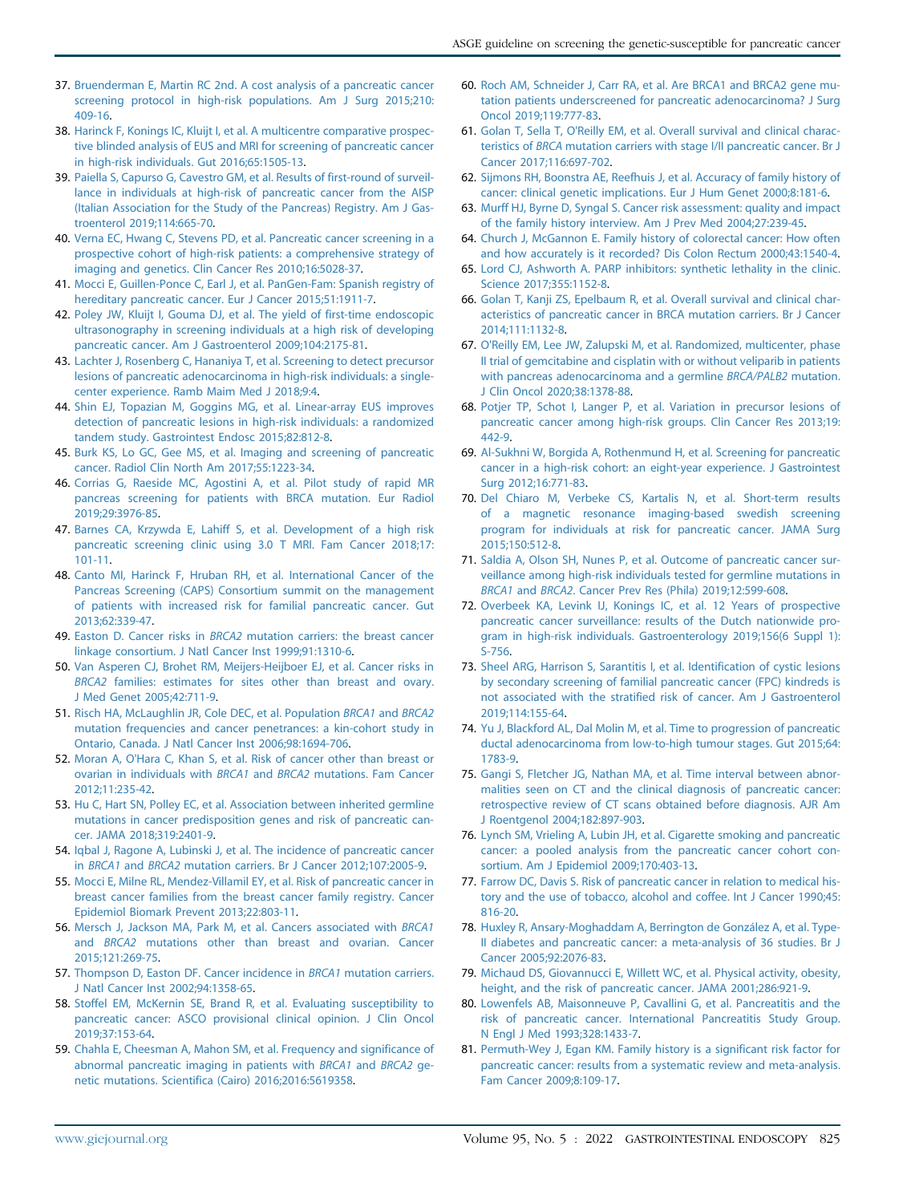37. Bruenderman E, Martin RC 2nd. A cost analysis of a pancreatic cancer screening protocol in high-risk populations. Am J Surg 2015;210: 409-16.
38. Harinck F, Konings IC, Kluijt I, et al. A multicentre comparative prospective blinded analysis of EUS and MRI for screening of pancreatic cancer in high-risk individuals. Gut 2016;65:1505-13.
39. Paiella S, Capurso G, Cavestro GM, et al. Results of first-round of surveillance in individuals at high-risk of pancreatic cancer from the AISP (Italian Association for the Study of the Pancreas) Registry. Am J Gastroenterol 2019;114:665-70.
40. Verna EC, Hwang C, Stevens PD, et al. Pancreatic cancer screening in a prospective cohort of high-risk patients: a comprehensive strategy of imaging and genetics. Clin Cancer Res 2010;16:5028-37.
41. Mocci E, Guillen-Ponce C, Earl J, et al. PanGen-Fam: Spanish registry of hereditary pancreatic cancer. Eur J Cancer 2015;51:1911-7.
42. Poley JW, Kluijt I, Gouma DJ, et al. The yield of first-time endoscopic ultrasonography in screening individuals at a high risk of developing pancreatic cancer. Am J Gastroenterol 2009;104:2175-81.
43. Lachter J, Rosenberg C, Hananiya T, et al. Screening to detect precursor lesions of pancreatic adenocarcinoma in high-risk individuals: a single-center experience. Ramb Maim Med J 2018;9:4.
44. Shin EJ, Topazian M, Goggins MG, et al. Linear-array EUS improves detection of pancreatic lesions in high-risk individuals: a randomized tandem study. Gastrointest Endosc 2015;82:812-8.
45. Burk KS, Lo GC, Gee MS, et al. Imaging and screening of pancreatic cancer. Radiol Clin North Am 2017;55:1223-34.
46. Corrias G, Raeside MC, Agostini A, et al. Pilot study of rapid MR pancreas screening for patients with BRCA mutation. Eur Radiol 2019;29:3976-85.
47. Barnes CA, Krzywda E, Lahiff S, et al. Development of a high risk pancreatic screening clinic using 3.0 T MRI. Fam Cancer 2018;17: 101-11.
48. Canto MI, Harinck F, Hruban RH, et al. International Cancer of the Pancreas Screening (CAPS) Consortium summit on the management of patients with increased risk for familial pancreatic cancer. Gut 2013;62:339-47.
49. Easton D. Cancer risks in *BRCA2* mutation carriers: the breast cancer linkage consortium. J Natl Cancer Inst 1999;91:1310-6.
50. Van Asperen CJ, Brohet RM, Meijers-Heijboer EJ, et al. Cancer risks in *BRCA2* families: estimates for sites other than breast and ovary. J Med Genet 2005;42:711-9.
51. Risch HA, McLaughlin JR, Cole DEC, et al. Population *BRCA1* and *BRCA2* mutation frequencies and cancer penetrances: a kin-cohort study in Ontario, Canada. J Natl Cancer Inst 2006;98:1694-706.
52. Moran A, O'Hara C, Khan S, et al. Risk of cancer other than breast or ovarian in individuals with *BRCA1* and *BRCA2* mutations. Fam Cancer 2012;11:235-42.
53. Hu C, Hart SN, Polley EC, et al. Association between inherited germline mutations in cancer predisposition genes and risk of pancreatic cancer. JAMA 2018;319:2401-9.
54. Iqbal J, Ragone A, Lubinski J, et al. The incidence of pancreatic cancer in *BRCA1* and *BRCA2* mutation carriers. Br J Cancer 2012;107:2005-9.
55. Mocci E, Milne RL, Mendez-Villamil EY, et al. Risk of pancreatic cancer in breast cancer families from the breast cancer family registry. Cancer Epidemiol Biomark Prevent 2013;22:803-11.
56. Mersch J, Jackson MA, Park M, et al. Cancers associated with *BRCA1* and *BRCA2* mutations other than breast and ovarian. Cancer 2015;121:269-75.
57. Thompson D, Easton DF. Cancer incidence in *BRCA1* mutation carriers. J Natl Cancer Inst 2002;94:1358-65.
58. Stoffel EM, McKernin SE, Brand R, et al. Evaluating susceptibility to pancreatic cancer: ASCO provisional clinical opinion. J Clin Oncol 2019;37:153-64.
59. Chahla E, Cheesman A, Mahon SM, et al. Frequency and significance of abnormal pancreatic imaging in patients with *BRCA1* and *BRCA2* genetic mutations. Scientifica (Cairo) 2016;2016:5619358.
60. Roch AM, Schneider J, Carr RA, et al. Are BRCA1 and BRCA2 gene mutation patients underscreened for pancreatic adenocarcinoma? J Surg Oncol 2019;119:777-83.
61. Golan T, Sella T, O'Reilly EM, et al. Overall survival and clinical characteristics of *BRCA* mutation carriers with stage I/II pancreatic cancer. Br J Cancer 2017;116:697-702.
62. Sijmons RH, Boonstra AE, Reefhuis J, et al. Accuracy of family history of cancer: clinical genetic implications. Eur J Hum Genet 2000;8:181-6.
63. Murff HJ, Byrne D, Syngal S. Cancer risk assessment: quality and impact of the family history interview. Am J Prev Med 2004;27:239-45.
64. Church J, McGannon E. Family history of colorectal cancer: How often and how accurately is it recorded? Dis Colon Rectum 2000;43:1540-4.
65. Lord CJ, Ashworth A. PARP inhibitors: synthetic lethality in the clinic. Science 2017;355:1152-8.
66. Golan T, Kanji ZS, Epelbaum R, et al. Overall survival and clinical characteristics of pancreatic cancer in BRCA mutation carriers. Br J Cancer 2014;111:1132-8.
67. O'Reilly EM, Lee JW, Zalupski M, et al. Randomized, multicenter, phase II trial of gemcitabine and cisplatin with or without veliparib in patients with pancreas adenocarcinoma and a germline *BRCA/PALB2* mutation. J Clin Oncol 2020;38:1378-88.
68. Potjer TP, Schot I, Langer P, et al. Variation in precursor lesions of pancreatic cancer among high-risk groups. Clin Cancer Res 2013;19: 442-9.
69. Al-Sukhni W, Borgida A, Rothenmund H, et al. Screening for pancreatic cancer in a high-risk cohort: an eight-year experience. J Gastrointest Surg 2012;16:771-83.
70. Del Chiaro M, Verbeke CS, Kartalis N, et al. Short-term results of a magnetic resonance imaging-based swedish screening program for individuals at risk for pancreatic cancer. JAMA Surg 2015;150:512-8.
71. Saldia A, Olson SH, Nunes P, et al. Outcome of pancreatic cancer surveillance among high-risk individuals tested for germline mutations in *BRCA1* and *BRCA2*. Cancer Prev Res (Phila) 2019;12:599-608.
72. Overbeek KA, Levink IJ, Konings IC, et al. 12 Years of prospective pancreatic cancer surveillance: results of the Dutch nationwide program in high-risk individuals. Gastroenterology 2019;156(6 Suppl 1): S-756.
73. Sheel ARG, Harrison S, Sarantitis I, et al. Identification of cystic lesions by secondary screening of familial pancreatic cancer (FPC) kindreds is not associated with the stratified risk of cancer. Am J Gastroenterol 2019;114:155-64.
74. Yu J, Blackford AL, Dal Molin M, et al. Time to progression of pancreatic ductal adenocarcinoma from low-to-high tumour stages. Gut 2015;64: 1783-9.
75. Gangi S, Fletcher JG, Nathan MA, et al. Time interval between abnormalities seen on CT and the clinical diagnosis of pancreatic cancer: retrospective review of CT scans obtained before diagnosis. AJR Am J Roentgenol 2004;182:897-903.
76. Lynch SM, Vrieling A, Lubin JH, et al. Cigarette smoking and pancreatic cancer: a pooled analysis from the pancreatic cancer cohort consortium. Am J Epidemiol 2009;170:403-13.
77. Farrow DC, Davis S. Risk of pancreatic cancer in relation to medical history and the use of tobacco, alcohol and coffee. Int J Cancer 1990;45: 816-20.
78. Huxley R, Ansary-Moghaddam A, Berrington de González A, et al. Type-II diabetes and pancreatic cancer: a meta-analysis of 36 studies. Br J Cancer 2005;92:2076-83.
79. Michaud DS, Giovannucci E, Willett WC, et al. Physical activity, obesity, height, and the risk of pancreatic cancer. JAMA 2001;286:921-9.
80. Lowenfels AB, Maisonneuve P, Cavallini G, et al. Pancreatitis and the risk of pancreatic cancer. International Pancreatitis Study Group. N Engl J Med 1993;328:1433-7.
81. Permuth-Wey J, Egan KM. Family history is a significant risk factor for pancreatic cancer: results from a systematic review and meta-analysis. Fam Cancer 2009;8:109-17.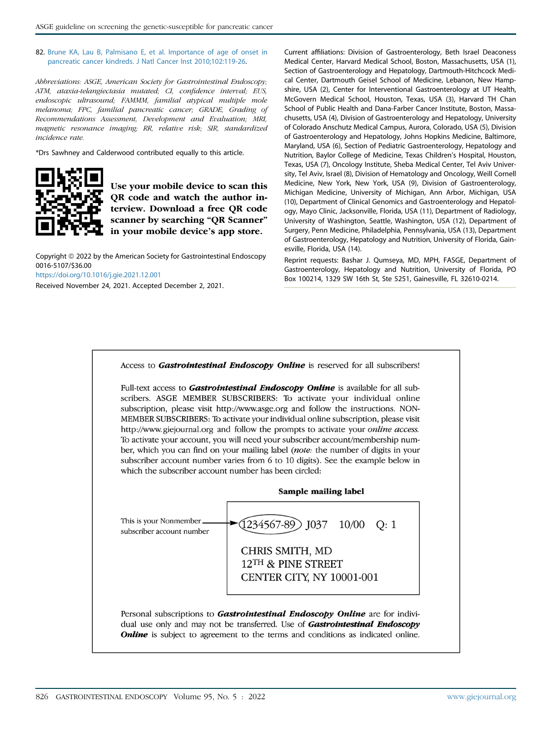82. Brune KA, Lau B, Palmisano E, et al. Importance of age of onset in pancreatic cancer kindreds. J Natl Cancer Inst 2010;102:119-26.

*Abbreviations: ASGE, American Society for Gastrointestinal Endoscopy; ATM, ataxia-telangiectasia mutated; CI, confidence interval; EUS, endoscopic ultrasound; FAMMM, familial atypical multiple mole melanoma; FPC, familial pancreatic cancer; GRADE, Grading of Recommendations Assessment, Development and Evaluation; MRI, magnetic resonance imaging; RR, relative risk; SIR, standardized incidence rate.*

*Drs Sawhney and Calderwood contributed equally to this article.

**Use your mobile device to scan this QR code and watch the author interview. Download a free QR code scanner by searching "QR Scanner" in your mobile device's app store.**

Copyright © 2022 by the American Society for Gastrointestinal Endoscopy
0016-5107/$36.00
https://doi.org/10.1016/j.gie.2021.12.001

Received November 24, 2021. Accepted December 2, 2021.

Current affiliations: Division of Gastroenterology, Beth Israel Deaconess Medical Center, Harvard Medical School, Boston, Massachusetts, USA (1), Section of Gastroenterology and Hepatology, Dartmouth-Hitchcock Medical Center, Dartmouth Geisel School of Medicine, Lebanon, New Hampshire, USA (2), Center for Interventional Gastroenterology at UT Health, McGovern Medical School, Houston, Texas, USA (3), Harvard TH Chan School of Public Health and Dana-Farber Cancer Institute, Boston, Massachusetts, USA (4), Division of Gastroenterology and Hepatology, University of Colorado Anschutz Medical Campus, Aurora, Colorado, USA (5), Division of Gastroenterology and Hepatology, Johns Hopkins Medicine, Baltimore, Maryland, USA (6), Section of Pediatric Gastroenterology, Hepatology and Nutrition, Baylor College of Medicine, Texas Children's Hospital, Houston, Texas, USA (7), Oncology Institute, Sheba Medical Center, Tel Aviv University, Tel Aviv, Israel (8), Division of Hematology and Oncology, Weill Cornell Medicine, New York, New York, USA (9), Division of Gastroenterology, Michigan Medicine, University of Michigan, Ann Arbor, Michigan, USA (10), Department of Clinical Genomics and Gastroenterology and Hepatology, Mayo Clinic, Jacksonville, Florida, USA (11), Department of Radiology, University of Washington, Seattle, Washington, USA (12), Department of Surgery, Penn Medicine, Philadelphia, Pennsylvania, USA (13), Department of Gastroenterology, Hepatology and Nutrition, University of Florida, Gainesville, Florida, USA (14).

Reprint requests: Bashar J. Qumseya, MD, MPH, FASGE, Department of Gastroenterology, Hepatology and Nutrition, University of Florida, PO Box 100214, 1329 SW 16th St, Ste 5251, Gainesville, FL 32610-0214.

Access to ***Gastrointestinal Endoscopy Online*** is reserved for all subscribers!

Full-text access to ***Gastrointestinal Endoscopy Online*** is available for all subscribers. ASGE MEMBER SUBSCRIBERS: To activate your individual online subscription, please visit http://www.asge.org and follow the instructions. NON-MEMBER SUBSCRIBERS: To activate your individual online subscription, please visit http://www.giejournal.org and follow the prompts to activate your *online access.* To activate your account, you will need your subscriber account/membership number, which you can find on your mailing label (*note:* the number of digits in your subscriber account number varies from 6 to 10 digits). See the example below in which the subscriber account number has been circled:

**Sample mailing label**

This is your Nonmember subscriber account number → 1234567-89 J037 10/00 Q: 1

CHRIS SMITH, MD
12TH & PINE STREET
CENTER CITY, NY 10001-001

Personal subscriptions to ***Gastrointestinal Endoscopy Online*** are for individual use only and may not be transferred. Use of ***Gastrointestinal Endoscopy Online*** is subject to agreement to the terms and conditions as indicated online.